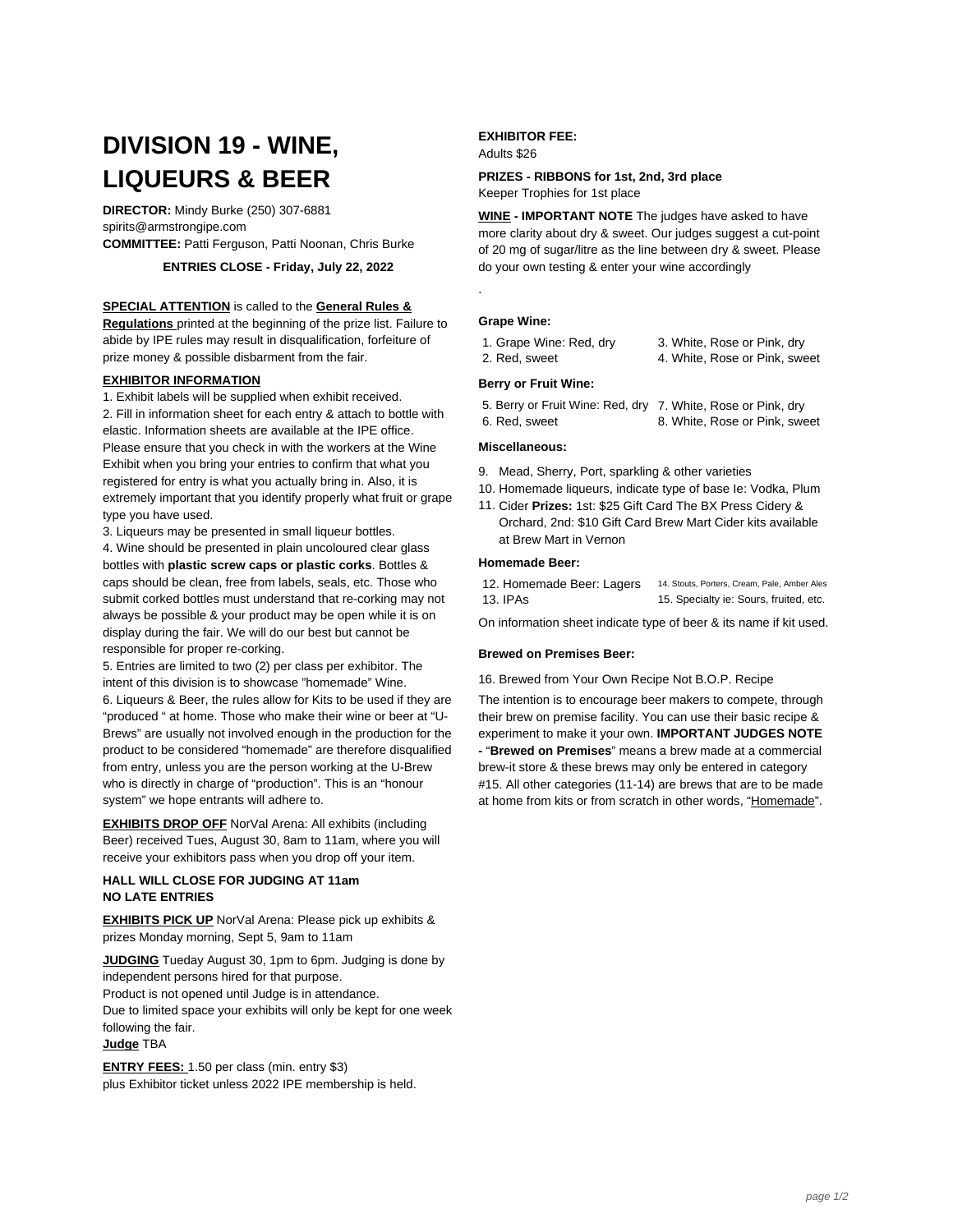# DIVISION 19 - WINE, LIQUEURS & BEER

**DIRECTOR:** Mindy Burke (250) 307-6881
spirits@armstrongipe.com
**COMMITTEE:** Patti Ferguson, Patti Noonan, Chris Burke

**ENTRIES CLOSE - Friday, July 22, 2022**

**SPECIAL ATTENTION** is called to the **General Rules & Regulations** printed at the beginning of the prize list. Failure to abide by IPE rules may result in disqualification, forfeiture of prize money & possible disbarment from the fair.

**EXHIBITOR INFORMATION**

1. Exhibit labels will be supplied when exhibit received.
2. Fill in information sheet for each entry & attach to bottle with elastic. Information sheets are available at the IPE office. Please ensure that you check in with the workers at the Wine Exhibit when you bring your entries to confirm that what you registered for entry is what you actually bring in. Also, it is extremely important that you identify properly what fruit or grape type you have used.
3. Liqueurs may be presented in small liqueur bottles.
4. Wine should be presented in plain uncoloured clear glass bottles with **plastic screw caps or plastic corks**. Bottles & caps should be clean, free from labels, seals, etc. Those who submit corked bottles must understand that re-corking may not always be possible & your product may be open while it is on display during the fair. We will do our best but cannot be responsible for proper re-corking.
5. Entries are limited to two (2) per class per exhibitor. The intent of this division is to showcase "homemade" Wine.
6. Liqueurs & Beer, the rules allow for Kits to be used if they are "produced " at home. Those who make their wine or beer at "U-Brews" are usually not involved enough in the production for the product to be considered "homemade" are therefore disqualified from entry, unless you are the person working at the U-Brew who is directly in charge of "production". This is an "honour system" we hope entrants will adhere to.

**EXHIBITS DROP OFF** NorVal Arena: All exhibits (including Beer) received Tues, August 30, 8am to 11am, where you will receive your exhibitors pass when you drop off your item.

**HALL WILL CLOSE FOR JUDGING AT 11am**
**NO LATE ENTRIES**

**EXHIBITS PICK UP** NorVal Arena: Please pick up exhibits & prizes Monday morning, Sept 5, 9am to 11am

**JUDGING** Tueday August 30, 1pm to 6pm. Judging is done by independent persons hired for that purpose.
Product is not opened until Judge is in attendance.
Due to limited space your exhibits will only be kept for one week following the fair.
**Judge** TBA

**ENTRY FEES:** 1.50 per class (min. entry $3)
plus Exhibitor ticket unless 2022 IPE membership is held.

**EXHIBITOR FEE:**
Adults $26

**PRIZES - RIBBONS for 1st, 2nd, 3rd place**
Keeper Trophies for 1st place

**WINE - IMPORTANT NOTE** The judges have asked to have more clarity about dry & sweet. Our judges suggest a cut-point of 20 mg of sugar/litre as the line between dry & sweet. Please do your own testing & enter your wine accordingly

.

**Grape Wine:**

1. Grape Wine: Red, dry
2. Red, sweet
3. White, Rose or Pink, dry
4. White, Rose or Pink, sweet

**Berry or Fruit Wine:**

5. Berry or Fruit Wine: Red, dry
6. Red, sweet
7. White, Rose or Pink, dry
8. White, Rose or Pink, sweet

**Miscellaneous:**

9. Mead, Sherry, Port, sparkling & other varieties
10. Homemade liqueurs, indicate type of base Ie: Vodka, Plum
11. Cider **Prizes:** 1st: $25 Gift Card The BX Press Cidery & Orchard, 2nd: $10 Gift Card Brew Mart Cider kits available at Brew Mart in Vernon

**Homemade Beer:**

12. Homemade Beer: Lagers
13. IPAs
14. Stouts, Porters, Cream, Pale, Amber Ales
15. Specialty ie: Sours, fruited, etc.

On information sheet indicate type of beer & its name if kit used.

**Brewed on Premises Beer:**

16. Brewed from Your Own Recipe Not B.O.P. Recipe

The intention is to encourage beer makers to compete, through their brew on premise facility. You can use their basic recipe & experiment to make it your own. **IMPORTANT JUDGES NOTE -** "**Brewed on Premises**" means a brew made at a commercial brew-it store & these brews may only be entered in category #15. All other categories (11-14) are brews that are to be made at home from kits or from scratch in other words, "Homemade".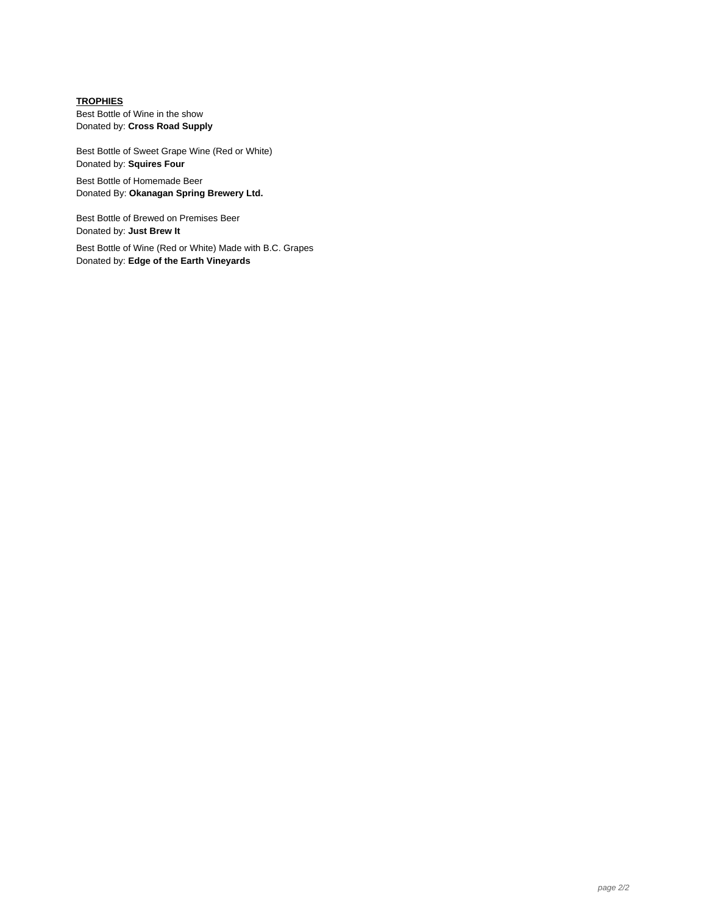**TROPHIES**

Best Bottle of Wine in the show
Donated by: **Cross Road Supply**

Best Bottle of Sweet Grape Wine (Red or White)
Donated by: **Squires Four**

Best Bottle of Homemade Beer
Donated By: **Okanagan Spring Brewery Ltd.**

Best Bottle of Brewed on Premises Beer
Donated by: **Just Brew It**

Best Bottle of Wine (Red or White) Made with B.C. Grapes
Donated by: **Edge of the Earth Vineyards**